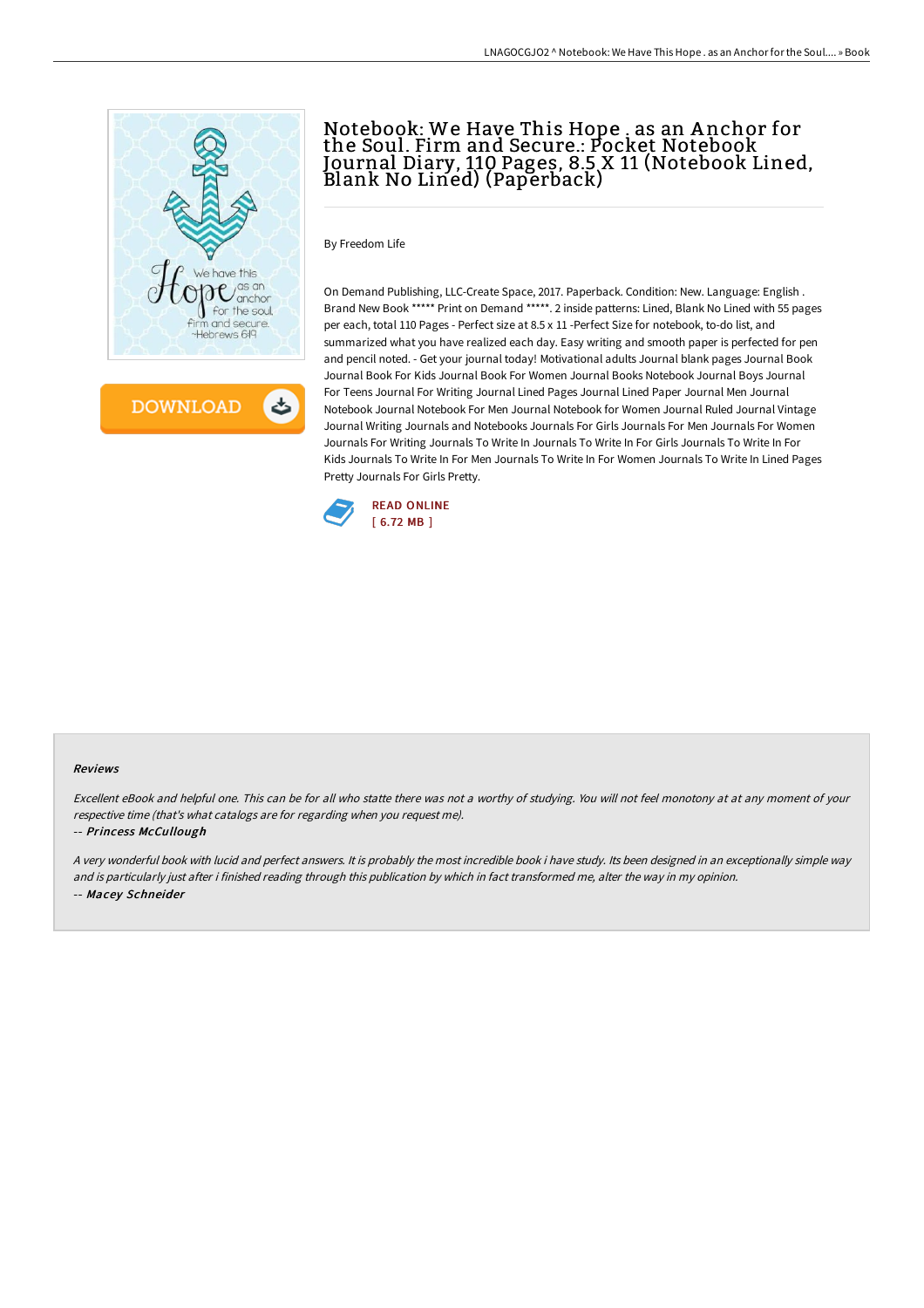# Notebook: We Have This Hope . as an Anchor for the Soul. Firm and Secure.: Pocket Notebook Journal Diary, 110 Pages, 8.5 X 11 (Notebook Lined, Blank No Lined) (Paperback)

By Freedom Life

On Demand Publishing, LLC-Create Space, 2017. Paperback. Condition: New. Language: English . Brand New Book ***** Print on Demand *****. 2 inside patterns: Lined, Blank No Lined with 55 pages per each, total 110 Pages - Perfect size at 8.5 x 11 -Perfect Size for notebook, to-do list, and summarized what you have realized each day. Easy writing and smooth paper is perfected for pen and pencil noted. - Get your journal today! Motivational adults Journal blank pages Journal Book Journal Book For Kids Journal Book For Women Journal Books Notebook Journal Boys Journal For Teens Journal For Writing Journal Lined Pages Journal Lined Paper Journal Men Journal Notebook Journal Notebook For Men Journal Notebook for Women Journal Ruled Journal Vintage Journal Writing Journals and Notebooks Journals For Girls Journals For Men Journals For Women Journals For Writing Journals To Write In Journals To Write In For Girls Journals To Write In For Kids Journals To Write In For Men Journals To Write In For Women Journals To Write In Lined Pages Pretty Journals For Girls Pretty.

READ ONLINE
[ 6.72 MB ]

#### Reviews

*Excellent eBook and helpful one. This can be for all who statte there was not a worthy of studying. You will not feel monotony at at any moment of your respective time (that's what catalogs are for regarding when you request me).*

-- *Princess McCullough*

*A very wonderful book with lucid and perfect answers. It is probably the most incredible book i have study. Its been designed in an exceptionally simple way and is particularly just after i finished reading through this publication by which in fact transformed me, alter the way in my opinion.*

-- *Macey Schneider*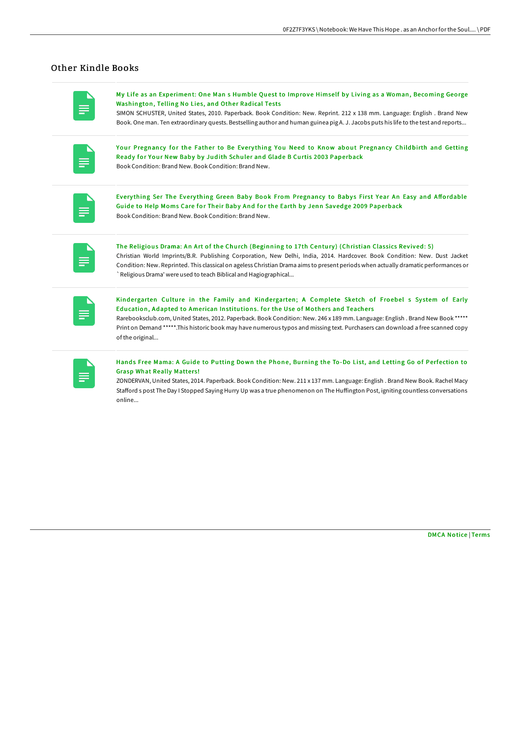## Other Kindle Books

**My Life as an Experiment: One Man s Humble Quest to Improve Himself by Living as a Woman, Becoming George Washington, Telling No Lies, and Other Radical Tests**

SIMON SCHUSTER, United States, 2010. Paperback. Book Condition: New. Reprint. 212 x 138 mm. Language: English . Brand New Book. One man. Ten extraordinary quests. Bestselling author and human guinea pig A. J. Jacobs puts his life to the test and reports...

**Your Pregnancy for the Father to Be Everything You Need to Know about Pregnancy Childbirth and Getting Ready for Your New Baby by Judith Schuler and Glade B Curtis 2003 Paperback**

Book Condition: Brand New. Book Condition: Brand New.

**Everything Ser The Everything Green Baby Book From Pregnancy to Babys First Year An Easy and Affordable Guide to Help Moms Care for Their Baby And for the Earth by Jenn Savedge 2009 Paperback**

Book Condition: Brand New. Book Condition: Brand New.

**The Religious Drama: An Art of the Church (Beginning to 17th Century) (Christian Classics Revived: 5)**

Christian World Imprints/B.R. Publishing Corporation, New Delhi, India, 2014. Hardcover. Book Condition: New. Dust Jacket Condition: New. Reprinted. This classical on ageless Christian Drama aims to present periods when actually dramatic performances or `Religious Drama' were used to teach Biblical and Hagiographical...

**Kindergarten Culture in the Family and Kindergarten; A Complete Sketch of Froebel s System of Early Education, Adapted to American Institutions. for the Use of Mothers and Teachers**

Rarebooksclub.com, United States, 2012. Paperback. Book Condition: New. 246 x 189 mm. Language: English . Brand New Book ***** Print on Demand *****.This historic book may have numerous typos and missing text. Purchasers can download a free scanned copy of the original...

**Hands Free Mama: A Guide to Putting Down the Phone, Burning the To-Do List, and Letting Go of Perfection to Grasp What Really Matters!**

ZONDERVAN, United States, 2014. Paperback. Book Condition: New. 211 x 137 mm. Language: English . Brand New Book. Rachel Macy Stafford s post The Day I Stopped Saying Hurry Up was a true phenomenon on The Huffington Post, igniting countless conversations online...